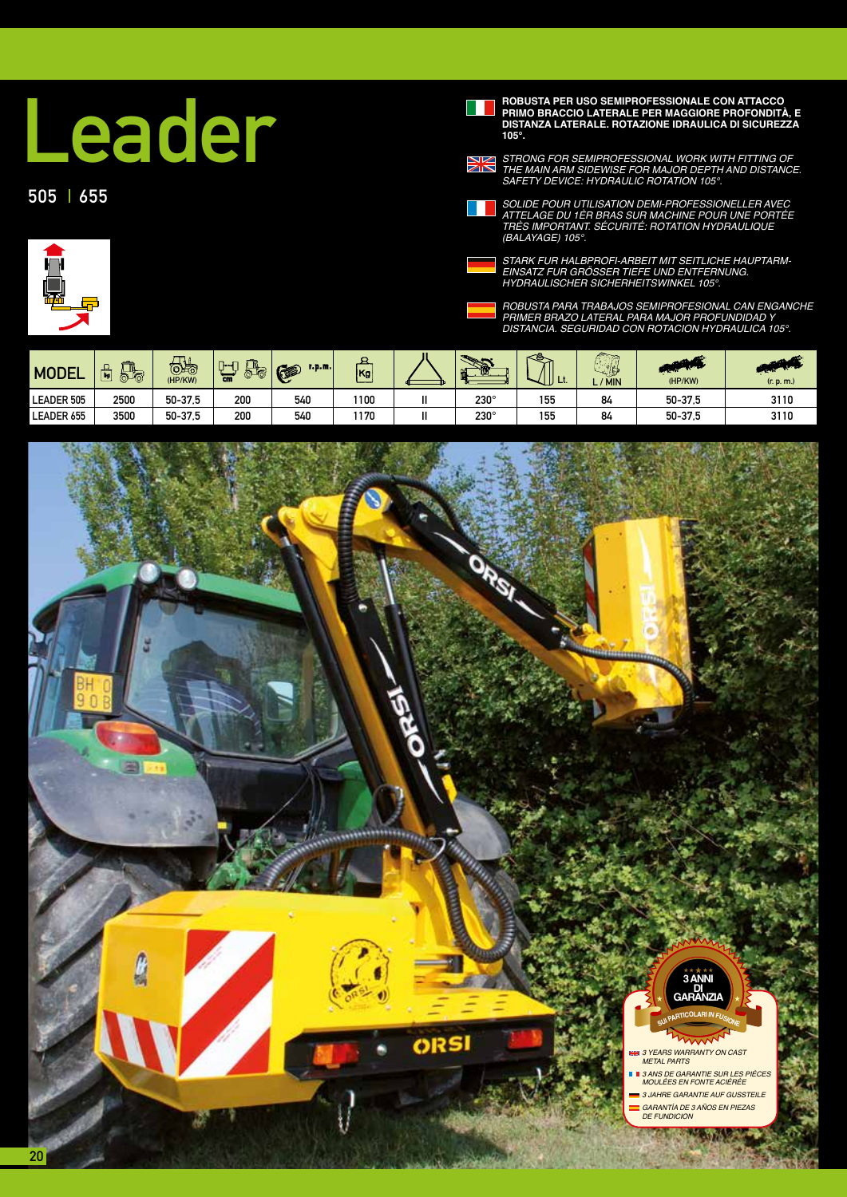# Leader

**505 | 655**

**ROBUSTA PER USO SEMIPROFESSIONALE CON ATTACCO PRIMO BRACCIO LATERALE PER MAGGIORE PROFONDITÀ, E DISTANZA LATERALE. ROTAZIONE IDRAULICA DI SICUREZZA 105°.**

*STRONG FOR SEMIPROFESSIONAL WORK WITH FITTING OF THE MAIN ARM SIDEWISE FOR MAJOR DEPTH AND DISTANCE. SAFETY DEVICE: HYDRAULIC ROTATION 105°.*

*SOLIDE POUR UTILISATION DEMI-PROFESSIONELLER AVEC ATTELAGE DU 1ÈR BRAS SUR MACHINE POUR UNE PORTÉE TRÈS IMPORTANT. SÉCURITÉ: ROTATION HYDRAULIQUE (BALAYAGE) 105°.*

*STARK FUR HALBPROFI-ARBEIT MIT SEITLICHE HAUPTARM-EINSATZ FUR GRÖSSER TIEFE UND ENTFERNUNG. HYDRAULISCHER SICHERHEITSWINKEL 105°.*

*ROBUSTA PARA TRABAJOS SEMIPROFESIONAL CAN ENGANCHE PRIMER BRAZO LATERAL PARA MAJOR PROFUNDIDAD Y DISTANCIA. SEGURIDAD CON ROTACION HYDRAULICA 105°.*

| MODEL | kg | (HP/KW) | cm | r.p.m. | Kg | | | Lt. | L / MIN | (HP/KW) | (r. p. m.) |
|---|---|---|---|---|---|---|---|---|---|---|---|
| LEADER 505 | 2500 | 50-37,5 | 200 | 540 | 1100 | II | 230° | 155 | 84 | 50-37,5 | 3110 |
| LEADER 655 | 3500 | 50-37,5 | 200 | 540 | 1170 | II | 230° | 155 | 84 | 50-37,5 | 3110 |

**3 ANNI DI GARANZIA** SUI PARTICOLARI IN FUSIONE

*3 YEARS WARRANTY ON CAST METAL PARTS*

*3 ANS DE GARANTIE SUR LES PIÈCES MOULÉES EN FONTE ACIÉRÉE*

*3 JAHRE GARANTIE AUF GUSSTEILE*

*GARANTÍA DE 3 AÑOS EN PIEZAS DE FUNDICION*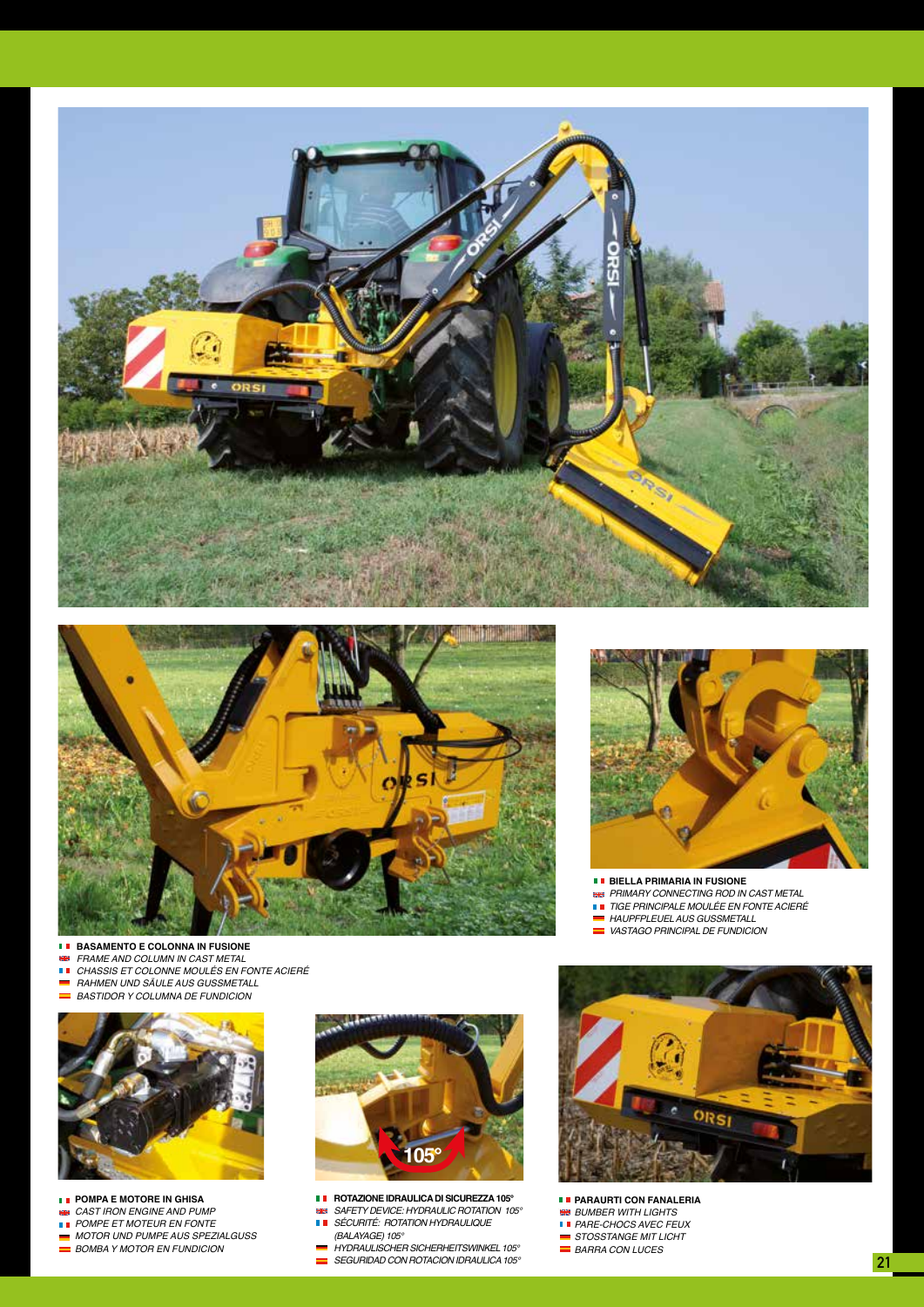**BIELLA PRIMARIA IN FUSIONE**
*PRIMARY CONNECTING ROD IN CAST METAL*
*TIGE PRINCIPALE MOULÉE EN FONTE ACIERÉ*
*HAUPFPLEUEL AUS GUSSMETALL*
*VASTAGO PRINCIPAL DE FUNDICION*

**BASAMENTO E COLONNA IN FUSIONE**
*FRAME AND COLUMN IN CAST METAL*
*CHASSIS ET COLONNE MOULÉS EN FONTE ACIERÉ*
*RAHMEN UND SÄULE AUS GUSSMETALL*
*BASTIDOR Y COLUMNA DE FUNDICION*

**POMPA E MOTORE IN GHISA**
*CAST IRON ENGINE AND PUMP*
*POMPE ET MOTEUR EN FONTE*
*MOTOR UND PUMPE AUS SPEZIALGUSS*
*BOMBA Y MOTOR EN FUNDICION*

**ROTAZIONE IDRAULICA DI SICUREZZA 105°**
*SAFETY DEVICE: HYDRAULIC ROTATION 105°*
*SÉCURITÉ: ROTATION HYDRAULIQUE (BALAYAGE) 105°*
*HYDRAULISCHER SICHERHEITSWINKEL 105°*
*SEGURIDAD CON ROTACION IDRAULICA 105°*

**PARAURTI CON FANALERIA**
*BUMBER WITH LIGHTS*
*PARE-CHOCS AVEC FEUX*
*STOSSTANGE MIT LICHT*
*BARRA CON LUCES*